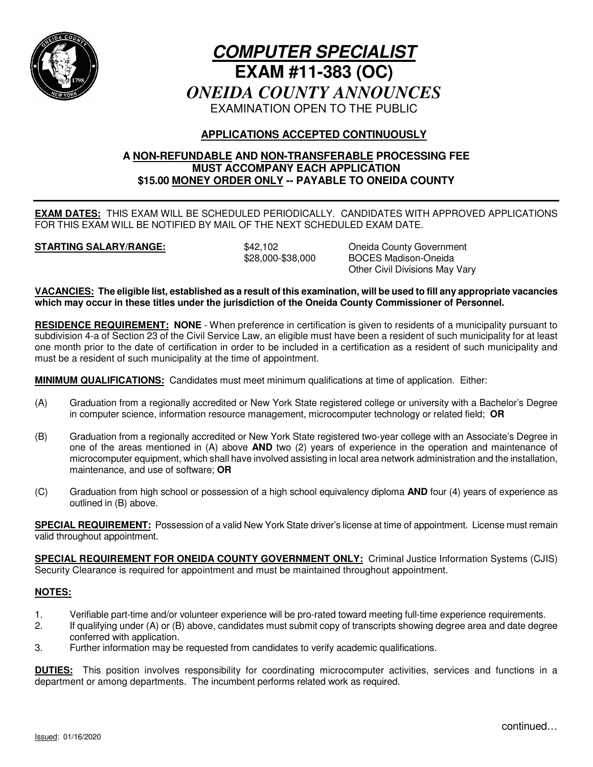# ***COMPUTER SPECIALIST***

# **EXAM #11-383 (OC)**

## *ONEIDA COUNTY ANNOUNCES*

EXAMINATION OPEN TO THE PUBLIC

**APPLICATIONS ACCEPTED CONTINUOUSLY**

**A NON-REFUNDABLE AND NON-TRANSFERABLE PROCESSING FEE MUST ACCOMPANY EACH APPLICATION $15.00 MONEY ORDER ONLY -- PAYABLE TO ONEIDA COUNTY**

---

**EXAM DATES:** THIS EXAM WILL BE SCHEDULED PERIODICALLY. CANDIDATES WITH APPROVED APPLICATIONS FOR THIS EXAM WILL BE NOTIFIED BY MAIL OF THE NEXT SCHEDULED EXAM DATE.

| | | |
|---|---|---|
| **STARTING SALARY/RANGE:** | $42,102 | Oneida County Government |
| | $28,000-$38,000 | BOCES Madison-Oneida |
| | | Other Civil Divisions May Vary |

**VACANCIES: The eligible list, established as a result of this examination, will be used to fill any appropriate vacancies which may occur in these titles under the jurisdiction of the Oneida County Commissioner of Personnel.**

**RESIDENCE REQUIREMENT: NONE** - When preference in certification is given to residents of a municipality pursuant to subdivision 4-a of Section 23 of the Civil Service Law, an eligible must have been a resident of such municipality for at least one month prior to the date of certification in order to be included in a certification as a resident of such municipality and must be a resident of such municipality at the time of appointment.

**MINIMUM QUALIFICATIONS:** Candidates must meet minimum qualifications at time of application. Either:

(A) Graduation from a regionally accredited or New York State registered college or university with a Bachelor's Degree in computer science, information resource management, microcomputer technology or related field; **OR**

(B) Graduation from a regionally accredited or New York State registered two-year college with an Associate's Degree in one of the areas mentioned in (A) above **AND** two (2) years of experience in the operation and maintenance of microcomputer equipment, which shall have involved assisting in local area network administration and the installation, maintenance, and use of software; **OR**

(C) Graduation from high school or possession of a high school equivalency diploma **AND** four (4) years of experience as outlined in (B) above.

**SPECIAL REQUIREMENT:** Possession of a valid New York State driver's license at time of appointment. License must remain valid throughout appointment.

**SPECIAL REQUIREMENT FOR ONEIDA COUNTY GOVERNMENT ONLY:** Criminal Justice Information Systems (CJIS) Security Clearance is required for appointment and must be maintained throughout appointment.

**NOTES:**

1. Verifiable part-time and/or volunteer experience will be pro-rated toward meeting full-time experience requirements.
2. If qualifying under (A) or (B) above, candidates must submit copy of transcripts showing degree area and date degree conferred with application.
3. Further information may be requested from candidates to verify academic qualifications.

**DUTIES:** This position involves responsibility for coordinating microcomputer activities, services and functions in a department or among departments. The incumbent performs related work as required.

continued…

Issued: 01/16/2020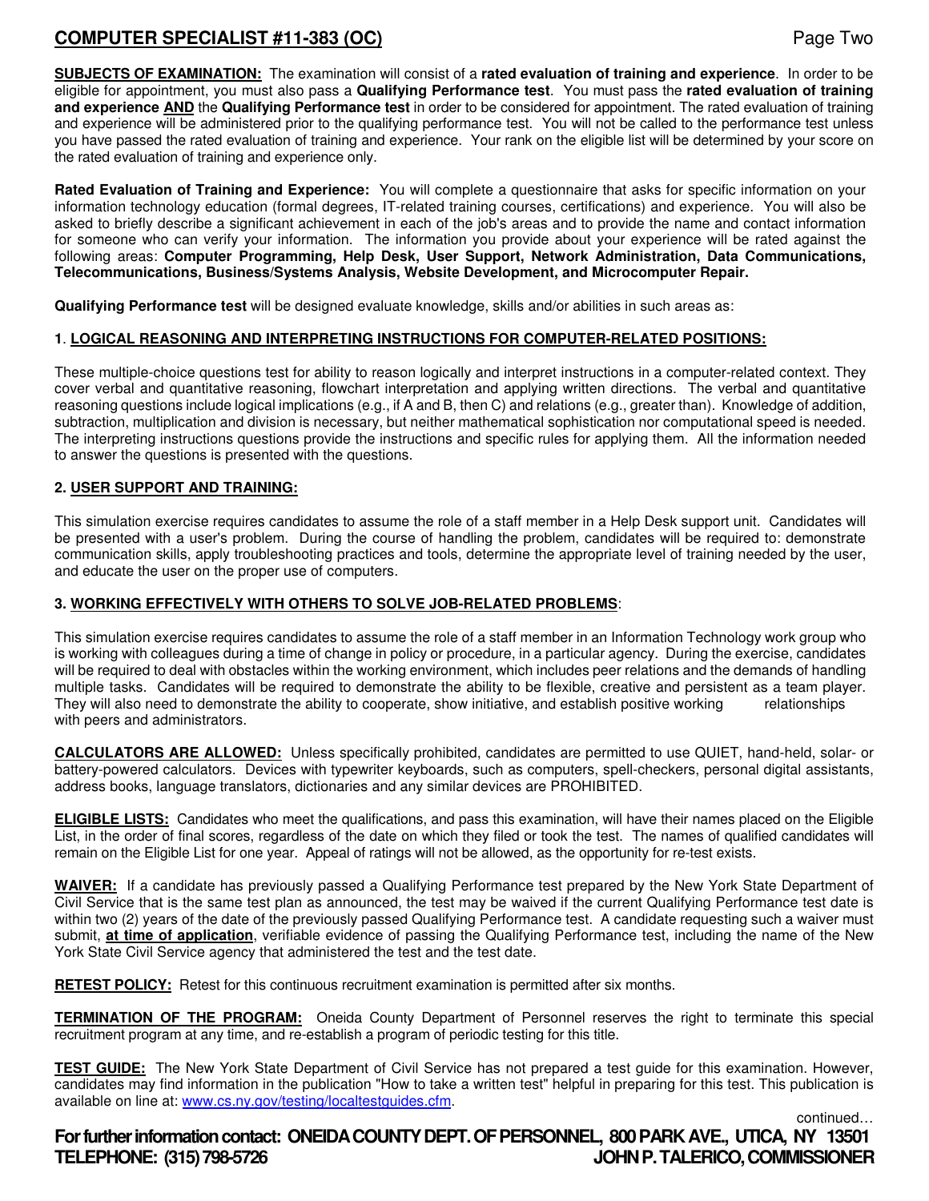**SUBJECTS OF EXAMINATION:** The examination will consist of a **rated evaluation of training and experience**. In order to be eligible for appointment, you must also pass a **Qualifying Performance test**. You must pass the **rated evaluation of training and experience AND** the **Qualifying Performance test** in order to be considered for appointment. The rated evaluation of training and experience will be administered prior to the qualifying performance test. You will not be called to the performance test unless you have passed the rated evaluation of training and experience. Your rank on the eligible list will be determined by your score on the rated evaluation of training and experience only.

**Rated Evaluation of Training and Experience:** You will complete a questionnaire that asks for specific information on your information technology education (formal degrees, IT-related training courses, certifications) and experience. You will also be asked to briefly describe a significant achievement in each of the job's areas and to provide the name and contact information for someone who can verify your information. The information you provide about your experience will be rated against the following areas: **Computer Programming, Help Desk, User Support, Network Administration, Data Communications, Telecommunications, Business/Systems Analysis, Website Development, and Microcomputer Repair.**

**Qualifying Performance test** will be designed evaluate knowledge, skills and/or abilities in such areas as:

**1**. **LOGICAL REASONING AND INTERPRETING INSTRUCTIONS FOR COMPUTER-RELATED POSITIONS:**

These multiple-choice questions test for ability to reason logically and interpret instructions in a computer-related context. They cover verbal and quantitative reasoning, flowchart interpretation and applying written directions. The verbal and quantitative reasoning questions include logical implications (e.g., if A and B, then C) and relations (e.g., greater than). Knowledge of addition, subtraction, multiplication and division is necessary, but neither mathematical sophistication nor computational speed is needed. The interpreting instructions questions provide the instructions and specific rules for applying them. All the information needed to answer the questions is presented with the questions.

**2. USER SUPPORT AND TRAINING:**

This simulation exercise requires candidates to assume the role of a staff member in a Help Desk support unit. Candidates will be presented with a user's problem. During the course of handling the problem, candidates will be required to: demonstrate communication skills, apply troubleshooting practices and tools, determine the appropriate level of training needed by the user, and educate the user on the proper use of computers.

**3. WORKING EFFECTIVELY WITH OTHERS TO SOLVE JOB-RELATED PROBLEMS**:

This simulation exercise requires candidates to assume the role of a staff member in an Information Technology work group who is working with colleagues during a time of change in policy or procedure, in a particular agency. During the exercise, candidates will be required to deal with obstacles within the working environment, which includes peer relations and the demands of handling multiple tasks. Candidates will be required to demonstrate the ability to be flexible, creative and persistent as a team player. They will also need to demonstrate the ability to cooperate, show initiative, and establish positive working relationships with peers and administrators.

**CALCULATORS ARE ALLOWED:** Unless specifically prohibited, candidates are permitted to use QUIET, hand-held, solar- or battery-powered calculators. Devices with typewriter keyboards, such as computers, spell-checkers, personal digital assistants, address books, language translators, dictionaries and any similar devices are PROHIBITED.

**ELIGIBLE LISTS:** Candidates who meet the qualifications, and pass this examination, will have their names placed on the Eligible List, in the order of final scores, regardless of the date on which they filed or took the test. The names of qualified candidates will remain on the Eligible List for one year. Appeal of ratings will not be allowed, as the opportunity for re-test exists.

**WAIVER:** If a candidate has previously passed a Qualifying Performance test prepared by the New York State Department of Civil Service that is the same test plan as announced, the test may be waived if the current Qualifying Performance test date is within two (2) years of the date of the previously passed Qualifying Performance test. A candidate requesting such a waiver must submit, **at time of application**, verifiable evidence of passing the Qualifying Performance test, including the name of the New York State Civil Service agency that administered the test and the test date.

**RETEST POLICY:** Retest for this continuous recruitment examination is permitted after six months.

**TERMINATION OF THE PROGRAM:** Oneida County Department of Personnel reserves the right to terminate this special recruitment program at any time, and re-establish a program of periodic testing for this title.

**TEST GUIDE:** The New York State Department of Civil Service has not prepared a test guide for this examination. However, candidates may find information in the publication "How to take a written test" helpful in preparing for this test. This publication is available on line at: www.cs.ny.gov/testing/localtestguides.cfm.

continued…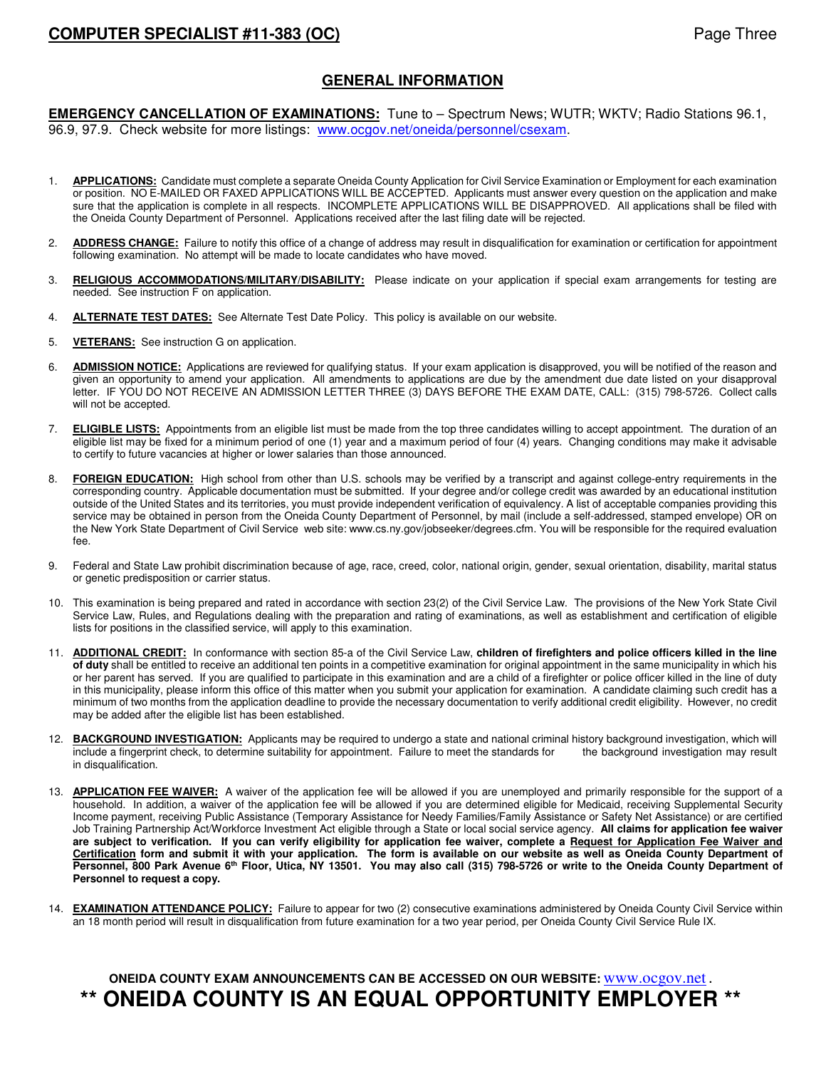## GENERAL INFORMATION

**EMERGENCY CANCELLATION OF EXAMINATIONS:** Tune to – Spectrum News; WUTR; WKTV; Radio Stations 96.1, 96.9, 97.9. Check website for more listings: www.ocgov.net/oneida/personnel/csexam.

1. **APPLICATIONS:** Candidate must complete a separate Oneida County Application for Civil Service Examination or Employment for each examination or position. NO E-MAILED OR FAXED APPLICATIONS WILL BE ACCEPTED. Applicants must answer every question on the application and make sure that the application is complete in all respects. INCOMPLETE APPLICATIONS WILL BE DISAPPROVED. All applications shall be filed with the Oneida County Department of Personnel. Applications received after the last filing date will be rejected.

2. **ADDRESS CHANGE:** Failure to notify this office of a change of address may result in disqualification for examination or certification for appointment following examination. No attempt will be made to locate candidates who have moved.

3. **RELIGIOUS ACCOMMODATIONS/MILITARY/DISABILITY:** Please indicate on your application if special exam arrangements for testing are needed. See instruction F on application.

4. **ALTERNATE TEST DATES:** See Alternate Test Date Policy. This policy is available on our website.

5. **VETERANS:** See instruction G on application.

6. **ADMISSION NOTICE:** Applications are reviewed for qualifying status. If your exam application is disapproved, you will be notified of the reason and given an opportunity to amend your application. All amendments to applications are due by the amendment due date listed on your disapproval letter. IF YOU DO NOT RECEIVE AN ADMISSION LETTER THREE (3) DAYS BEFORE THE EXAM DATE, CALL: (315) 798-5726. Collect calls will not be accepted.

7. **ELIGIBLE LISTS:** Appointments from an eligible list must be made from the top three candidates willing to accept appointment. The duration of an eligible list may be fixed for a minimum period of one (1) year and a maximum period of four (4) years. Changing conditions may make it advisable to certify to future vacancies at higher or lower salaries than those announced.

8. **FOREIGN EDUCATION:** High school from other than U.S. schools may be verified by a transcript and against college-entry requirements in the corresponding country. Applicable documentation must be submitted. If your degree and/or college credit was awarded by an educational institution outside of the United States and its territories, you must provide independent verification of equivalency. A list of acceptable companies providing this service may be obtained in person from the Oneida County Department of Personnel, by mail (include a self-addressed, stamped envelope) OR on the New York State Department of Civil Service web site: www.cs.ny.gov/jobseeker/degrees.cfm. You will be responsible for the required evaluation fee.

9. Federal and State Law prohibit discrimination because of age, race, creed, color, national origin, gender, sexual orientation, disability, marital status or genetic predisposition or carrier status.

10. This examination is being prepared and rated in accordance with section 23(2) of the Civil Service Law. The provisions of the New York State Civil Service Law, Rules, and Regulations dealing with the preparation and rating of examinations, as well as establishment and certification of eligible lists for positions in the classified service, will apply to this examination.

11. **ADDITIONAL CREDIT:** In conformance with section 85-a of the Civil Service Law, **children of firefighters and police officers killed in the line of duty** shall be entitled to receive an additional ten points in a competitive examination for original appointment in the same municipality in which his or her parent has served. If you are qualified to participate in this examination and are a child of a firefighter or police officer killed in the line of duty in this municipality, please inform this office of this matter when you submit your application for examination. A candidate claiming such credit has a minimum of two months from the application deadline to provide the necessary documentation to verify additional credit eligibility. However, no credit may be added after the eligible list has been established.

12. **BACKGROUND INVESTIGATION:** Applicants may be required to undergo a state and national criminal history background investigation, which will include a fingerprint check, to determine suitability for appointment. Failure to meet the standards for the background investigation may result in disqualification.

13. **APPLICATION FEE WAIVER:** A waiver of the application fee will be allowed if you are unemployed and primarily responsible for the support of a household. In addition, a waiver of the application fee will be allowed if you are determined eligible for Medicaid, receiving Supplemental Security Income payment, receiving Public Assistance (Temporary Assistance for Needy Families/Family Assistance or Safety Net Assistance) or are certified Job Training Partnership Act/Workforce Investment Act eligible through a State or local social service agency. **All claims for application fee waiver are subject to verification. If you can verify eligibility for application fee waiver, complete a Request for Application Fee Waiver and Certification form and submit it with your application. The form is available on our website as well as Oneida County Department of Personnel, 800 Park Avenue 6th Floor, Utica, NY 13501. You may also call (315) 798-5726 or write to the Oneida County Department of Personnel to request a copy.**

14. **EXAMINATION ATTENDANCE POLICY:** Failure to appear for two (2) consecutive examinations administered by Oneida County Civil Service within an 18 month period will result in disqualification from future examination for a two year period, per Oneida County Civil Service Rule IX.

**ONEIDA COUNTY EXAM ANNOUNCEMENTS CAN BE ACCESSED ON OUR WEBSITE:** www.ocgov.net **.**

# ** ONEIDA COUNTY IS AN EQUAL OPPORTUNITY EMPLOYER **